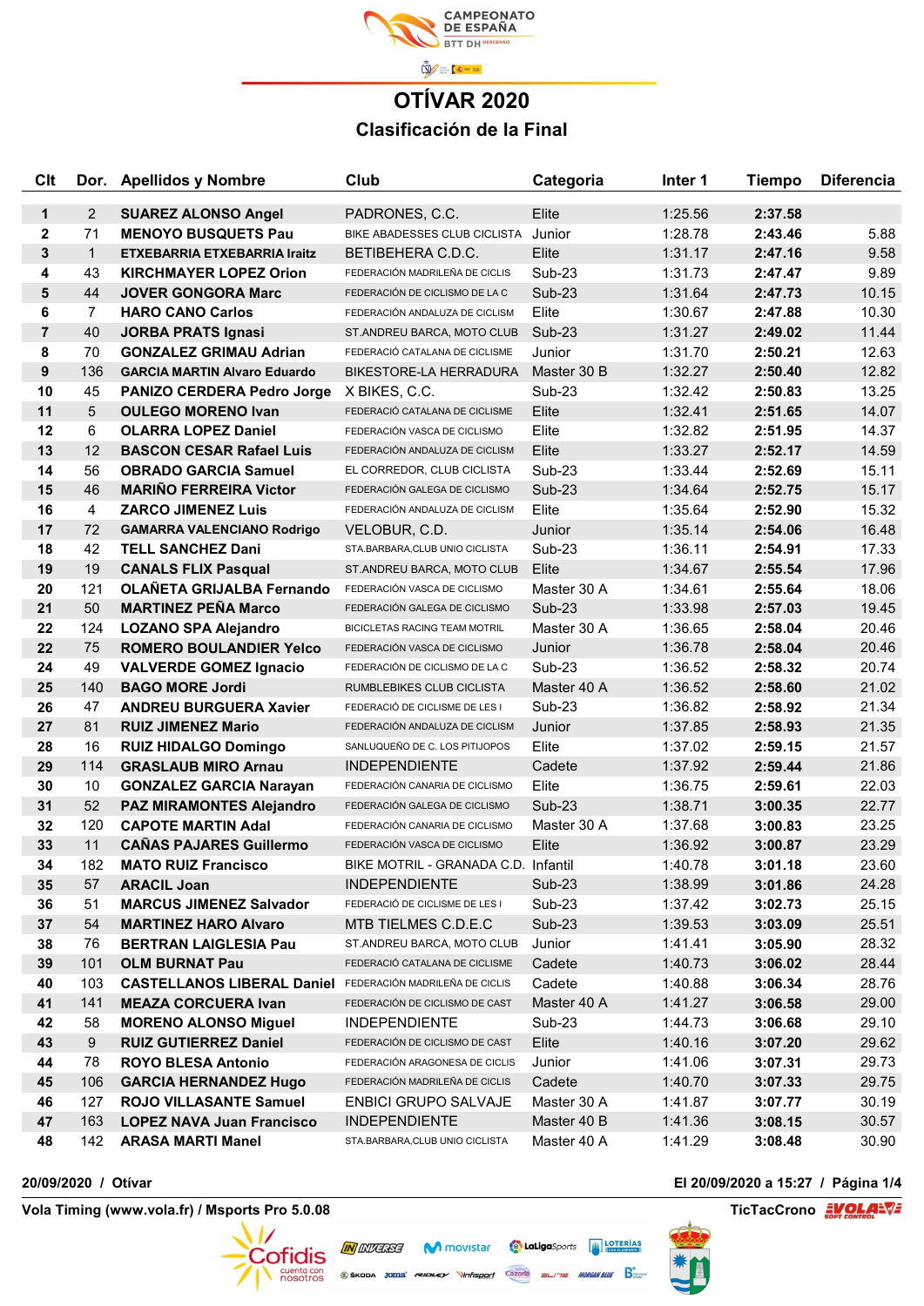CAMPEONATO DE ESPAÑA BTT DH DESCENSO

# OTÍVAR 2020

## Clasificación de la Final

| Clt | Dor. | Apellidos y Nombre | Club | Categoria | Inter 1 | Tiempo | Diferencia |
|---|---|---|---|---|---|---|---|
| 1 | 2 | **SUAREZ ALONSO Angel** | PADRONES, C.C. | Elite | 1:25.56 | **2:37.58** | |
| 2 | 71 | **MENOYO BUSQUETS Pau** | BIKE ABADESSES CLUB CICLISTA | Junior | 1:28.78 | **2:43.46** | 5.88 |
| 3 | 1 | **ETXEBARRIA ETXEBARRIA Iraitz** | BETIBEHERA C.D.C. | Elite | 1:31.17 | **2:47.16** | 9.58 |
| 4 | 43 | **KIRCHMAYER LOPEZ Orion** | FEDERACIÓN MADRILEÑA DE CICLIS | Sub-23 | 1:31.73 | **2:47.47** | 9.89 |
| 5 | 44 | **JOVER GONGORA Marc** | FEDERACIÓN DE CICLISMO DE LA C | Sub-23 | 1:31.64 | **2:47.73** | 10.15 |
| 6 | 7 | **HARO CANO Carlos** | FEDERACIÓN ANDALUZA DE CICLISM | Elite | 1:30.67 | **2:47.88** | 10.30 |
| 7 | 40 | **JORBA PRATS Ignasi** | ST.ANDREU BARCA, MOTO CLUB | Sub-23 | 1:31.27 | **2:49.02** | 11.44 |
| 8 | 70 | **GONZALEZ GRIMAU Adrian** | FEDERACIÓ CATALANA DE CICLISME | Junior | 1:31.70 | **2:50.21** | 12.63 |
| 9 | 136 | **GARCIA MARTIN Alvaro Eduardo** | BIKESTORE-LA HERRADURA | Master 30 B | 1:32.27 | **2:50.40** | 12.82 |
| 10 | 45 | **PANIZO CERDERA Pedro Jorge** | X BIKES, C.C. | Sub-23 | 1:32.42 | **2:50.83** | 13.25 |
| 11 | 5 | **OULEGO MORENO Ivan** | FEDERACIÓ CATALANA DE CICLISME | Elite | 1:32.41 | **2:51.65** | 14.07 |
| 12 | 6 | **OLARRA LOPEZ Daniel** | FEDERACIÓN VASCA DE CICLISMO | Elite | 1:32.82 | **2:51.95** | 14.37 |
| 13 | 12 | **BASCON CESAR Rafael Luis** | FEDERACIÓN ANDALUZA DE CICLISM | Elite | 1:33.27 | **2:52.17** | 14.59 |
| 14 | 56 | **OBRADO GARCIA Samuel** | EL CORREDOR, CLUB CICLISTA | Sub-23 | 1:33.44 | **2:52.69** | 15.11 |
| 15 | 46 | **MARIÑO FERREIRA Victor** | FEDERACIÓN GALEGA DE CICLISMO | Sub-23 | 1:34.64 | **2:52.75** | 15.17 |
| 16 | 4 | **ZARCO JIMENEZ Luis** | FEDERACIÓN ANDALUZA DE CICLISM | Elite | 1:35.64 | **2:52.90** | 15.32 |
| 17 | 72 | **GAMARRA VALENCIANO Rodrigo** | VELOBUR, C.D. | Junior | 1:35.14 | **2:54.06** | 16.48 |
| 18 | 42 | **TELL SANCHEZ Dani** | STA.BARBARA,CLUB UNIO CICLISTA | Sub-23 | 1:36.11 | **2:54.91** | 17.33 |
| 19 | 19 | **CANALS FLIX Pasqual** | ST.ANDREU BARCA, MOTO CLUB | Elite | 1:34.67 | **2:55.54** | 17.96 |
| 20 | 121 | **OLAÑETA GRIJALBA Fernando** | FEDERACIÓN VASCA DE CICLISMO | Master 30 A | 1:34.61 | **2:55.64** | 18.06 |
| 21 | 50 | **MARTINEZ PEÑA Marco** | FEDERACIÓN GALEGA DE CICLISMO | Sub-23 | 1:33.98 | **2:57.03** | 19.45 |
| 22 | 124 | **LOZANO SPA Alejandro** | BICICLETAS RACING TEAM MOTRIL | Master 30 A | 1:36.65 | **2:58.04** | 20.46 |
| 22 | 75 | **ROMERO BOULANDIER Yelco** | FEDERACIÓN VASCA DE CICLISMO | Junior | 1:36.78 | **2:58.04** | 20.46 |
| 24 | 49 | **VALVERDE GOMEZ Ignacio** | FEDERACIÓN DE CICLISMO DE LA C | Sub-23 | 1:36.52 | **2:58.32** | 20.74 |
| 25 | 140 | **BAGO MORE Jordi** | RUMBLEBIKES CLUB CICLISTA | Master 40 A | 1:36.52 | **2:58.60** | 21.02 |
| 26 | 47 | **ANDREU BURGUERA Xavier** | FEDERACIÓ DE CICLISME DE LES I | Sub-23 | 1:36.82 | **2:58.92** | 21.34 |
| 27 | 81 | **RUIZ JIMENEZ Mario** | FEDERACIÓN ANDALUZA DE CICLISM | Junior | 1:37.85 | **2:58.93** | 21.35 |
| 28 | 16 | **RUIZ HIDALGO Domingo** | SANLUQUEÑO DE C. LOS PITIJOPOS | Elite | 1:37.02 | **2:59.15** | 21.57 |
| 29 | 114 | **GRASLAUB MIRO Arnau** | INDEPENDIENTE | Cadete | 1:37.92 | **2:59.44** | 21.86 |
| 30 | 10 | **GONZALEZ GARCIA Narayan** | FEDERACIÓN CANARIA DE CICLISMO | Elite | 1:36.75 | **2:59.61** | 22.03 |
| 31 | 52 | **PAZ MIRAMONTES Alejandro** | FEDERACIÓN GALEGA DE CICLISMO | Sub-23 | 1:38.71 | **3:00.35** | 22.77 |
| 32 | 120 | **CAPOTE MARTIN Adal** | FEDERACIÓN CANARIA DE CICLISMO | Master 30 A | 1:37.68 | **3:00.83** | 23.25 |
| 33 | 11 | **CAÑAS PAJARES Guillermo** | FEDERACIÓN VASCA DE CICLISMO | Elite | 1:36.92 | **3:00.87** | 23.29 |
| 34 | 182 | **MATO RUIZ Francisco** | BIKE MOTRIL - GRANADA C.D. | Infantil | 1:40.78 | **3:01.18** | 23.60 |
| 35 | 57 | **ARACIL Joan** | INDEPENDIENTE | Sub-23 | 1:38.99 | **3:01.86** | 24.28 |
| 36 | 51 | **MARCUS JIMENEZ Salvador** | FEDERACIÓ DE CICLISME DE LES I | Sub-23 | 1:37.42 | **3:02.73** | 25.15 |
| 37 | 54 | **MARTINEZ HARO Alvaro** | MTB TIELMES C.D.E.C | Sub-23 | 1:39.53 | **3:03.09** | 25.51 |
| 38 | 76 | **BERTRAN LAIGLESIA Pau** | ST.ANDREU BARCA, MOTO CLUB | Junior | 1:41.41 | **3:05.90** | 28.32 |
| 39 | 101 | **OLM BURNAT Pau** | FEDERACIÓ CATALANA DE CICLISME | Cadete | 1:40.73 | **3:06.02** | 28.44 |
| 40 | 103 | **CASTELLANOS LIBERAL Daniel** | FEDERACIÓN MADRILEÑA DE CICLIS | Cadete | 1:40.88 | **3:06.34** | 28.76 |
| 41 | 141 | **MEAZA CORCUERA Ivan** | FEDERACIÓN DE CICLISMO DE CAST | Master 40 A | 1:41.27 | **3:06.58** | 29.00 |
| 42 | 58 | **MORENO ALONSO Miguel** | INDEPENDIENTE | Sub-23 | 1:44.73 | **3:06.68** | 29.10 |
| 43 | 9 | **RUIZ GUTIERREZ Daniel** | FEDERACIÓN DE CICLISMO DE CAST | Elite | 1:40.16 | **3:07.20** | 29.62 |
| 44 | 78 | **ROYO BLESA Antonio** | FEDERACIÓN ARAGONESA DE CICLIS | Junior | 1:41.06 | **3:07.31** | 29.73 |
| 45 | 106 | **GARCIA HERNANDEZ Hugo** | FEDERACIÓN MADRILEÑA DE CICLIS | Cadete | 1:40.70 | **3:07.33** | 29.75 |
| 46 | 127 | **ROJO VILLASANTE Samuel** | ENBICI GRUPO SALVAJE | Master 30 A | 1:41.87 | **3:07.77** | 30.19 |
| 47 | 163 | **LOPEZ NAVA Juan Francisco** | INDEPENDIENTE | Master 40 B | 1:41.36 | **3:08.15** | 30.57 |
| 48 | 142 | **ARASA MARTI Manel** | STA.BARBARA,CLUB UNIO CICLISTA | Master 40 A | 1:41.29 | **3:08.48** | 30.90 |

**20/09/2020 / Otívar** — **El 20/09/2020 a 15:27**

**Vola Timing (www.vola.fr) / Msports Pro 5.0.08** — **TicTacCrono**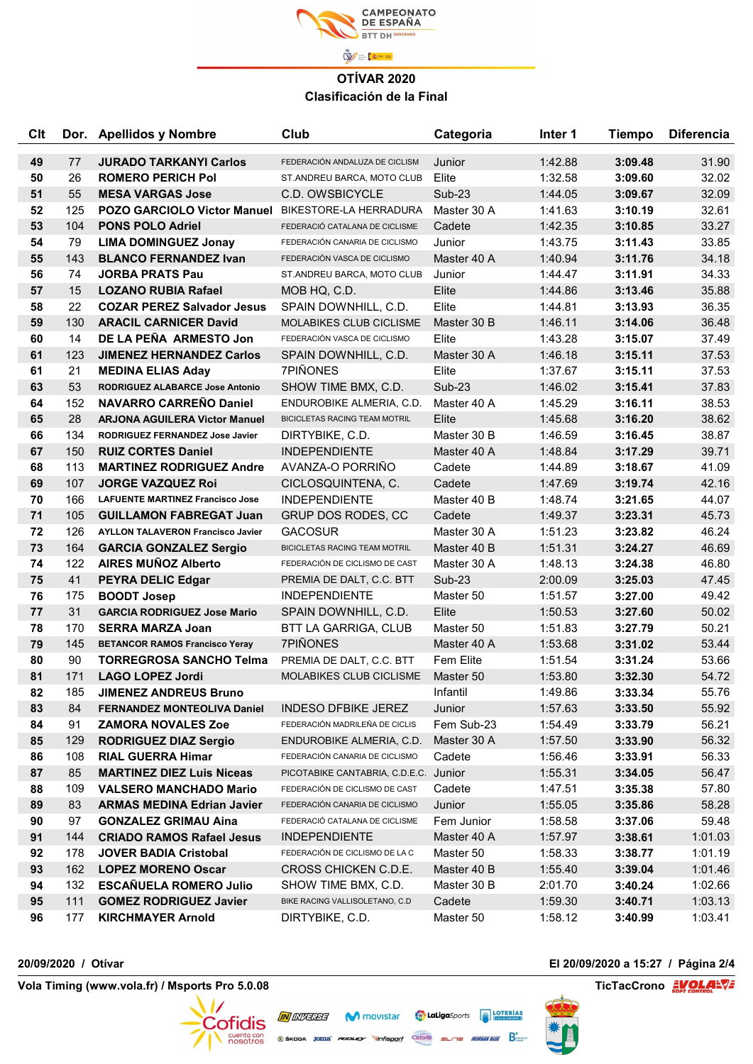# OTÍVAR 2020

## Clasificación de la Final

| Clt | Dor. | Apellidos y Nombre | Club | Categoria | Inter 1 | Tiempo | Diferencia |
|---|---|---|---|---|---|---|---|
| 49 | 77 | **JURADO TARKANYI Carlos** | FEDERACIÓN ANDALUZA DE CICLISM | Junior | 1:42.88 | **3:09.48** | 31.90 |
| 50 | 26 | **ROMERO PERICH Pol** | ST.ANDREU BARCA, MOTO CLUB | Elite | 1:32.58 | **3:09.60** | 32.02 |
| 51 | 55 | **MESA VARGAS Jose** | C.D. OWSBICYCLE | Sub-23 | 1:44.05 | **3:09.67** | 32.09 |
| 52 | 125 | **POZO GARCIOLO Victor Manuel** | BIKESTORE-LA HERRADURA | Master 30 A | 1:41.63 | **3:10.19** | 32.61 |
| 53 | 104 | **PONS POLO Adriel** | FEDERACIÓ CATALANA DE CICLISME | Cadete | 1:42.35 | **3:10.85** | 33.27 |
| 54 | 79 | **LIMA DOMINGUEZ Jonay** | FEDERACIÓN CANARIA DE CICLISMO | Junior | 1:43.75 | **3:11.43** | 33.85 |
| 55 | 143 | **BLANCO FERNANDEZ Ivan** | FEDERACIÓN VASCA DE CICLISMO | Master 40 A | 1:40.94 | **3:11.76** | 34.18 |
| 56 | 74 | **JORBA PRATS Pau** | ST.ANDREU BARCA, MOTO CLUB | Junior | 1:44.47 | **3:11.91** | 34.33 |
| 57 | 15 | **LOZANO RUBIA Rafael** | MOB HQ, C.D. | Elite | 1:44.86 | **3:13.46** | 35.88 |
| 58 | 22 | **COZAR PEREZ Salvador Jesus** | SPAIN DOWNHILL, C.D. | Elite | 1:44.81 | **3:13.93** | 36.35 |
| 59 | 130 | **ARACIL CARNICER David** | MOLABIKES CLUB CICLISME | Master 30 B | 1:46.11 | **3:14.06** | 36.48 |
| 60 | 14 | **DE LA PEÑA ARMESTO Jon** | FEDERACIÓN VASCA DE CICLISMO | Elite | 1:43.28 | **3:15.07** | 37.49 |
| 61 | 123 | **JIMENEZ HERNANDEZ Carlos** | SPAIN DOWNHILL, C.D. | Master 30 A | 1:46.18 | **3:15.11** | 37.53 |
| 61 | 21 | **MEDINA ELIAS Aday** | 7PIÑONES | Elite | 1:37.67 | **3:15.11** | 37.53 |
| 63 | 53 | **RODRIGUEZ ALABARCE Jose Antonio** | SHOW TIME BMX, C.D. | Sub-23 | 1:46.02 | **3:15.41** | 37.83 |
| 64 | 152 | **NAVARRO CARREÑO Daniel** | ENDUROBIKE ALMERIA, C.D. | Master 40 A | 1:45.29 | **3:16.11** | 38.53 |
| 65 | 28 | **ARJONA AGUILERA Victor Manuel** | BICICLETAS RACING TEAM MOTRIL | Elite | 1:45.68 | **3:16.20** | 38.62 |
| 66 | 134 | **RODRIGUEZ FERNANDEZ Jose Javier** | DIRTYBIKE, C.D. | Master 30 B | 1:46.59 | **3:16.45** | 38.87 |
| 67 | 150 | **RUIZ CORTES Daniel** | INDEPENDIENTE | Master 40 A | 1:48.84 | **3:17.29** | 39.71 |
| 68 | 113 | **MARTINEZ RODRIGUEZ Andre** | AVANZA-O PORRIÑO | Cadete | 1:44.89 | **3:18.67** | 41.09 |
| 69 | 107 | **JORGE VAZQUEZ Roi** | CICLOSQUINTENA, C. | Cadete | 1:47.69 | **3:19.74** | 42.16 |
| 70 | 166 | **LAFUENTE MARTINEZ Francisco Jose** | INDEPENDIENTE | Master 40 B | 1:48.74 | **3:21.65** | 44.07 |
| 71 | 105 | **GUILLAMON FABREGAT Juan** | GRUP DOS RODES, CC | Cadete | 1:49.37 | **3:23.31** | 45.73 |
| 72 | 126 | **AYLLON TALAVERON Francisco Javier** | GACOSUR | Master 30 A | 1:51.23 | **3:23.82** | 46.24 |
| 73 | 164 | **GARCIA GONZALEZ Sergio** | BICICLETAS RACING TEAM MOTRIL | Master 40 B | 1:51.31 | **3:24.27** | 46.69 |
| 74 | 122 | **AIRES MUÑOZ Alberto** | FEDERACIÓN DE CICLISMO DE CAST | Master 30 A | 1:48.13 | **3:24.38** | 46.80 |
| 75 | 41 | **PEYRA DELIC Edgar** | PREMIA DE DALT, C.C. BTT | Sub-23 | 2:00.09 | **3:25.03** | 47.45 |
| 76 | 175 | **BOODT Josep** | INDEPENDIENTE | Master 50 | 1:51.57 | **3:27.00** | 49.42 |
| 77 | 31 | **GARCIA RODRIGUEZ Jose Mario** | SPAIN DOWNHILL, C.D. | Elite | 1:50.53 | **3:27.60** | 50.02 |
| 78 | 170 | **SERRA MARZA Joan** | BTT LA GARRIGA, CLUB | Master 50 | 1:51.83 | **3:27.79** | 50.21 |
| 79 | 145 | **BETANCOR RAMOS Francisco Yeray** | 7PIÑONES | Master 40 A | 1:53.68 | **3:31.02** | 53.44 |
| 80 | 90 | **TORREGROSA SANCHO Telma** | PREMIA DE DALT, C.C. BTT | Fem Elite | 1:51.54 | **3:31.24** | 53.66 |
| 81 | 171 | **LAGO LOPEZ Jordi** | MOLABIKES CLUB CICLISME | Master 50 | 1:53.80 | **3:32.30** | 54.72 |
| 82 | 185 | **JIMENEZ ANDREUS Bruno** | | Infantil | 1:49.86 | **3:33.34** | 55.76 |
| 83 | 84 | **FERNANDEZ MONTEOLIVA Daniel** | INDESO DFBIKE JEREZ | Junior | 1:57.63 | **3:33.50** | 55.92 |
| 84 | 91 | **ZAMORA NOVALES Zoe** | FEDERACIÓN MADRILEÑA DE CICLIS | Fem Sub-23 | 1:54.49 | **3:33.79** | 56.21 |
| 85 | 129 | **RODRIGUEZ DIAZ Sergio** | ENDUROBIKE ALMERIA, C.D. | Master 30 A | 1:57.50 | **3:33.90** | 56.32 |
| 86 | 108 | **RIAL GUERRA Himar** | FEDERACIÓN CANARIA DE CICLISMO | Cadete | 1:56.46 | **3:33.91** | 56.33 |
| 87 | 85 | **MARTINEZ DIEZ Luis Niceas** | PICOTABIKE CANTABRIA, C.D.E.C. | Junior | 1:55.31 | **3:34.05** | 56.47 |
| 88 | 109 | **VALSERO MANCHADO Mario** | FEDERACIÓN DE CICLISMO DE CAST | Cadete | 1:47.51 | **3:35.38** | 57.80 |
| 89 | 83 | **ARMAS MEDINA Edrian Javier** | FEDERACIÓN CANARIA DE CICLISMO | Junior | 1:55.05 | **3:35.86** | 58.28 |
| 90 | 97 | **GONZALEZ GRIMAU Aina** | FEDERACIÓ CATALANA DE CICLISME | Fem Junior | 1:58.58 | **3:37.06** | 59.48 |
| 91 | 144 | **CRIADO RAMOS Rafael Jesus** | INDEPENDIENTE | Master 40 A | 1:57.97 | **3:38.61** | 1:01.03 |
| 92 | 178 | **JOVER BADIA Cristobal** | FEDERACIÓN DE CICLISMO DE LA C | Master 50 | 1:58.33 | **3:38.77** | 1:01.19 |
| 93 | 162 | **LOPEZ MORENO Oscar** | CROSS CHICKEN C.D.E. | Master 40 B | 1:55.40 | **3:39.04** | 1:01.46 |
| 94 | 132 | **ESCAÑUELA ROMERO Julio** | SHOW TIME BMX, C.D. | Master 30 B | 2:01.70 | **3:40.24** | 1:02.66 |
| 95 | 111 | **GOMEZ RODRIGUEZ Javier** | BIKE RACING VALLISOLETANO, C.D | Cadete | 1:59.30 | **3:40.71** | 1:03.13 |
| 96 | 177 | **KIRCHMAYER Arnold** | DIRTYBIKE, C.D. | Master 50 | 1:58.12 | **3:40.99** | 1:03.41 |

20/09/2020 / Otívar

El 20/09/2020 a 15:27 / Página 2/4

Vola Timing (www.vola.fr) / Msports Pro 5.0.08

TicTacCrono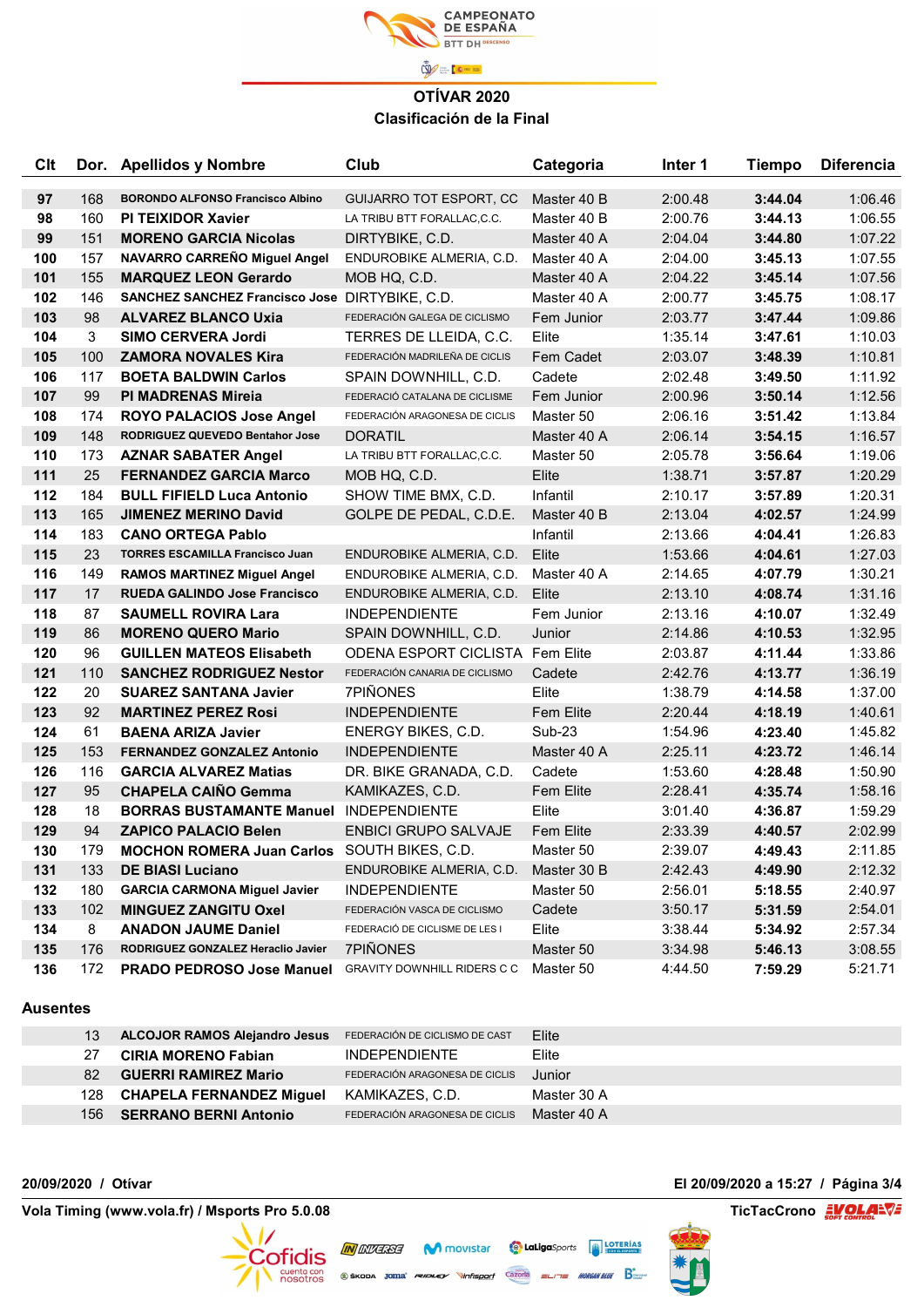CAMPEONATO DE ESPAÑA BTT DH DESCENSO

## OTÍVAR 2020

### Clasificación de la Final

| Clt | Dor. | Apellidos y Nombre | Club | Categoria | Inter 1 | Tiempo | Diferencia |
|---|---|---|---|---|---|---|---|
| 97 | 168 | BORONDO ALFONSO Francisco Albino | GUIJARRO TOT ESPORT, CC | Master 40 B | 2:00.48 | **3:44.04** | 1:06.46 |
| 98 | 160 | PI TEIXIDOR Xavier | LA TRIBU BTT FORALLAC,C.C. | Master 40 B | 2:00.76 | **3:44.13** | 1:06.55 |
| 99 | 151 | MORENO GARCIA Nicolas | DIRTYBIKE, C.D. | Master 40 A | 2:04.04 | **3:44.80** | 1:07.22 |
| 100 | 157 | NAVARRO CARREÑO Miguel Angel | ENDUROBIKE ALMERIA, C.D. | Master 40 A | 2:04.00 | **3:45.13** | 1:07.55 |
| 101 | 155 | MARQUEZ LEON Gerardo | MOB HQ, C.D. | Master 40 A | 2:04.22 | **3:45.14** | 1:07.56 |
| 102 | 146 | SANCHEZ SANCHEZ Francisco Jose | DIRTYBIKE, C.D. | Master 40 A | 2:00.77 | **3:45.75** | 1:08.17 |
| 103 | 98 | ALVAREZ BLANCO Uxia | FEDERACIÓN GALEGA DE CICLISMO | Fem Junior | 2:03.77 | **3:47.44** | 1:09.86 |
| 104 | 3 | SIMO CERVERA Jordi | TERRES DE LLEIDA, C.C. | Elite | 1:35.14 | **3:47.61** | 1:10.03 |
| 105 | 100 | ZAMORA NOVALES Kira | FEDERACIÓN MADRILEÑA DE CICLIS | Fem Cadet | 2:03.07 | **3:48.39** | 1:10.81 |
| 106 | 117 | BOETA BALDWIN Carlos | SPAIN DOWNHILL, C.D. | Cadete | 2:02.48 | **3:49.50** | 1:11.92 |
| 107 | 99 | PI MADRENAS Mireia | FEDERACIÓ CATALANA DE CICLISME | Fem Junior | 2:00.96 | **3:50.14** | 1:12.56 |
| 108 | 174 | ROYO PALACIOS Jose Angel | FEDERACIÓN ARAGONESA DE CICLIS | Master 50 | 2:06.16 | **3:51.42** | 1:13.84 |
| 109 | 148 | RODRIGUEZ QUEVEDO Bentahor Jose | DORATIL | Master 40 A | 2:06.14 | **3:54.15** | 1:16.57 |
| 110 | 173 | AZNAR SABATER Angel | LA TRIBU BTT FORALLAC,C.C. | Master 50 | 2:05.78 | **3:56.64** | 1:19.06 |
| 111 | 25 | FERNANDEZ GARCIA Marco | MOB HQ, C.D. | Elite | 1:38.71 | **3:57.87** | 1:20.29 |
| 112 | 184 | BULL FIFIELD Luca Antonio | SHOW TIME BMX, C.D. | Infantil | 2:10.17 | **3:57.89** | 1:20.31 |
| 113 | 165 | JIMENEZ MERINO David | GOLPE DE PEDAL, C.D.E. | Master 40 B | 2:13.04 | **4:02.57** | 1:24.99 |
| 114 | 183 | CANO ORTEGA Pablo | | Infantil | 2:13.66 | **4:04.41** | 1:26.83 |
| 115 | 23 | TORRES ESCAMILLA Francisco Juan | ENDUROBIKE ALMERIA, C.D. | Elite | 1:53.66 | **4:04.61** | 1:27.03 |
| 116 | 149 | RAMOS MARTINEZ Miguel Angel | ENDUROBIKE ALMERIA, C.D. | Master 40 A | 2:14.65 | **4:07.79** | 1:30.21 |
| 117 | 17 | RUEDA GALINDO Jose Francisco | ENDUROBIKE ALMERIA, C.D. | Elite | 2:13.10 | **4:08.74** | 1:31.16 |
| 118 | 87 | SAUMELL ROVIRA Lara | INDEPENDIENTE | Fem Junior | 2:13.16 | **4:10.07** | 1:32.49 |
| 119 | 86 | MORENO QUERO Mario | SPAIN DOWNHILL, C.D. | Junior | 2:14.86 | **4:10.53** | 1:32.95 |
| 120 | 96 | GUILLEN MATEOS Elisabeth | ODENA ESPORT CICLISTA | Fem Elite | 2:03.87 | **4:11.44** | 1:33.86 |
| 121 | 110 | SANCHEZ RODRIGUEZ Nestor | FEDERACIÓN CANARIA DE CICLISMO | Cadete | 2:42.76 | **4:13.77** | 1:36.19 |
| 122 | 20 | SUAREZ SANTANA Javier | 7PIÑONES | Elite | 1:38.79 | **4:14.58** | 1:37.00 |
| 123 | 92 | MARTINEZ PEREZ Rosi | INDEPENDIENTE | Fem Elite | 2:20.44 | **4:18.19** | 1:40.61 |
| 124 | 61 | BAENA ARIZA Javier | ENERGY BIKES, C.D. | Sub-23 | 1:54.96 | **4:23.40** | 1:45.82 |
| 125 | 153 | FERNANDEZ GONZALEZ Antonio | INDEPENDIENTE | Master 40 A | 2:25.11 | **4:23.72** | 1:46.14 |
| 126 | 116 | GARCIA ALVAREZ Matias | DR. BIKE GRANADA, C.D. | Cadete | 1:53.60 | **4:28.48** | 1:50.90 |
| 127 | 95 | CHAPELA CAIÑO Gemma | KAMIKAZES, C.D. | Fem Elite | 2:28.41 | **4:35.74** | 1:58.16 |
| 128 | 18 | BORRAS BUSTAMANTE Manuel | INDEPENDIENTE | Elite | 3:01.40 | **4:36.87** | 1:59.29 |
| 129 | 94 | ZAPICO PALACIO Belen | ENBICI GRUPO SALVAJE | Fem Elite | 2:33.39 | **4:40.57** | 2:02.99 |
| 130 | 179 | MOCHON ROMERA Juan Carlos | SOUTH BIKES, C.D. | Master 50 | 2:39.07 | **4:49.43** | 2:11.85 |
| 131 | 133 | DE BIASI Luciano | ENDUROBIKE ALMERIA, C.D. | Master 30 B | 2:42.43 | **4:49.90** | 2:12.32 |
| 132 | 180 | GARCIA CARMONA Miguel Javier | INDEPENDIENTE | Master 50 | 2:56.01 | **5:18.55** | 2:40.97 |
| 133 | 102 | MINGUEZ ZANGITU Oxel | FEDERACIÓN VASCA DE CICLISMO | Cadete | 3:50.17 | **5:31.59** | 2:54.01 |
| 134 | 8 | ANADON JAUME Daniel | FEDERACIÓ DE CICLISME DE LES I | Elite | 3:38.44 | **5:34.92** | 2:57.34 |
| 135 | 176 | RODRIGUEZ GONZALEZ Heraclio Javier | 7PIÑONES | Master 50 | 3:34.98 | **5:46.13** | 3:08.55 |
| 136 | 172 | PRADO PEDROSO Jose Manuel | GRAVITY DOWNHILL RIDERS C C | Master 50 | 4:44.50 | **7:59.29** | 5:21.71 |

### Ausentes

| | Dor. | Apellidos y Nombre | Club | Categoria |
|---|---|---|---|---|
| | 13 | ALCOJOR RAMOS Alejandro Jesus | FEDERACIÓN DE CICLISMO DE CAST | Elite |
| | 27 | CIRIA MORENO Fabian | INDEPENDIENTE | Elite |
| | 82 | GUERRI RAMIREZ Mario | FEDERACIÓN ARAGONESA DE CICLIS | Junior |
| | 128 | CHAPELA FERNANDEZ Miguel | KAMIKAZES, C.D. | Master 30 A |
| | 156 | SERRANO BERNI Antonio | FEDERACIÓN ARAGONESA DE CICLIS | Master 40 A |

20/09/2020 / Otívar — El 20/09/2020 a 15:27

Vola Timing (www.vola.fr) / Msports Pro 5.0.08 — TicTacCrono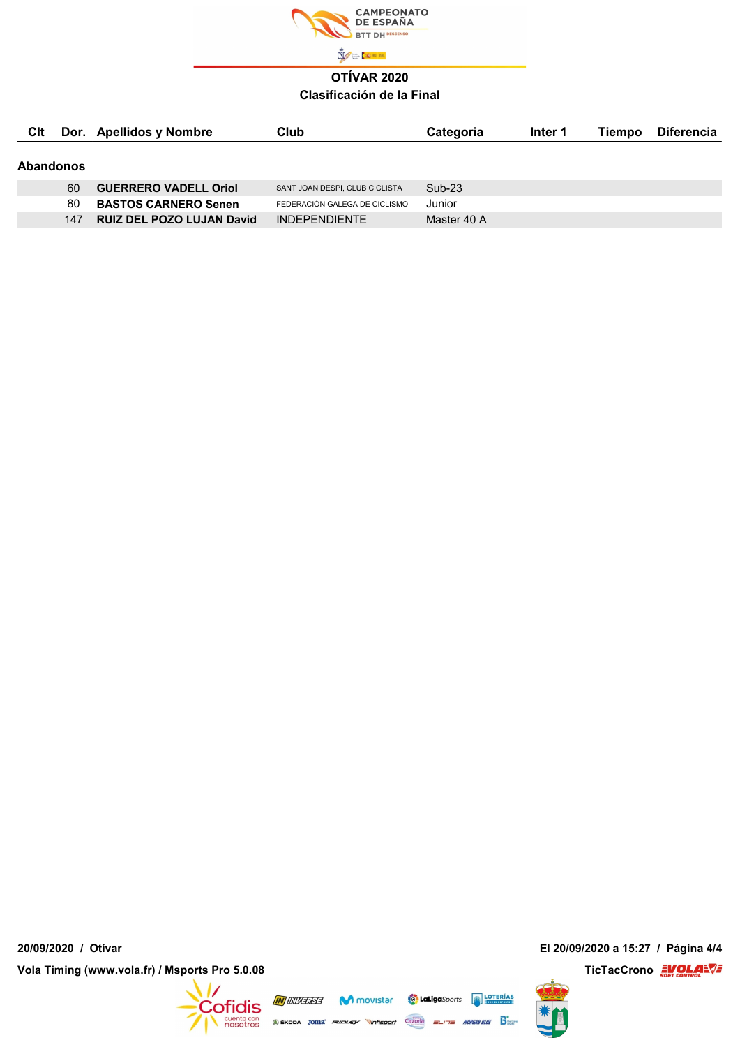# CAMPEONATO DE ESPAÑA BTT DH DESCENSO

## OTÍVAR 2020

### Clasificación de la Final

| Clt | Dor. | Apellidos y Nombre | Club | Categoria | Inter 1 | Tiempo | Diferencia |
|---|---|---|---|---|---|---|---|
| **Abandonos** | | | | | | | |
| | 60 | **GUERRERO VADELL Oriol** | SANT JOAN DESPI, CLUB CICLISTA | Sub-23 | | | |
| | 80 | **BASTOS CARNERO Senen** | FEDERACIÓN GALEGA DE CICLISMO | Junior | | | |
| | 147 | **RUIZ DEL POZO LUJAN David** | INDEPENDIENTE | Master 40 A | | | |

20/09/2020 / Otívar

El 20/09/2020 a 15:27

Vola Timing (www.vola.fr) / Msports Pro 5.0.08

TicTacCrono